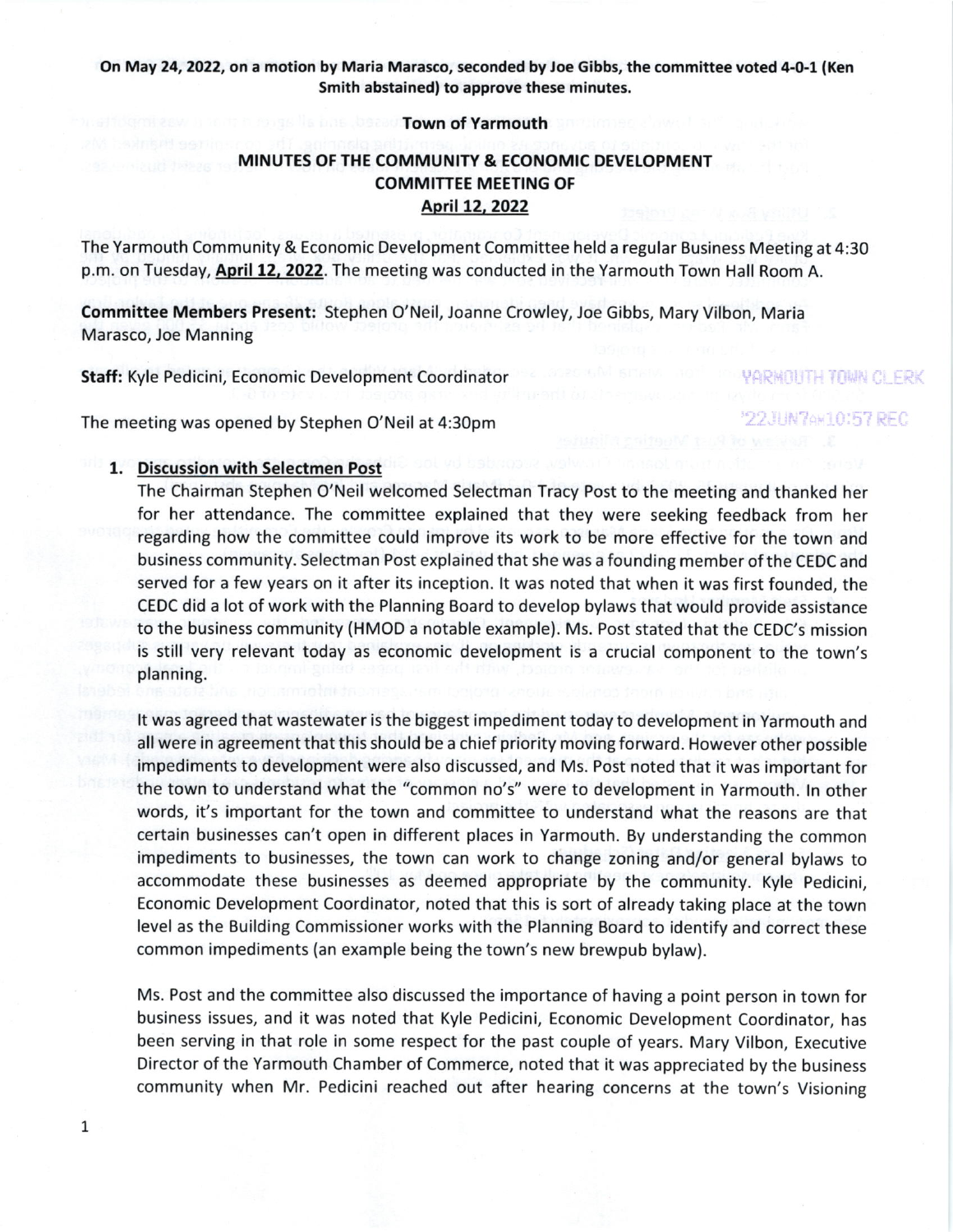**On May 24, 2022, on a motion by Maria Marasco, seconded by Joe Gibbs, the committee voted 4-0-1 (Ken Smith abstained) to approve these minutes.**

**Town of Yarmouth**

**MINUTES OF THE COMMUNITY & ECONOMIC DEVELOPMENT COMMITTEE MEETING OF**

**April 12, 2022**

YARMOUTH TOWN CLERK
'22JUN7AM10:57 REC

The Yarmouth Community & Economic Development Committee held a regular Business Meeting at 4:30 p.m. on Tuesday, **April 12, 2022**. The meeting was conducted in the Yarmouth Town Hall Room A.

**Committee Members Present:** Stephen O'Neil, Joanne Crowley, Joe Gibbs, Mary Vilbon, Maria Marasco, Joe Manning

**Staff:** Kyle Pedicini, Economic Development Coordinator

The meeting was opened by Stephen O'Neil at 4:30pm

1. **Discussion with Selectmen Post**

   The Chairman Stephen O'Neil welcomed Selectman Tracy Post to the meeting and thanked her for her attendance. The committee explained that they were seeking feedback from her regarding how the committee could improve its work to be more effective for the town and business community. Selectman Post explained that she was a founding member of the CEDC and served for a few years on it after its inception. It was noted that when it was first founded, the CEDC did a lot of work with the Planning Board to develop bylaws that would provide assistance to the business community (HMOD a notable example). Ms. Post stated that the CEDC's mission is still very relevant today as economic development is a crucial component to the town's planning.

   It was agreed that wastewater is the biggest impediment today to development in Yarmouth and all were in agreement that this should be a chief priority moving forward. However other possible impediments to development were also discussed, and Ms. Post noted that it was important for the town to understand what the "common no's" were to development in Yarmouth. In other words, it's important for the town and committee to understand what the reasons are that certain businesses can't open in different places in Yarmouth. By understanding the common impediments to businesses, the town can work to change zoning and/or general bylaws to accommodate these businesses as deemed appropriate by the community. Kyle Pedicini, Economic Development Coordinator, noted that this is sort of already taking place at the town level as the Building Commissioner works with the Planning Board to identify and correct these common impediments (an example being the town's new brewpub bylaw).

   Ms. Post and the committee also discussed the importance of having a point person in town for business issues, and it was noted that Kyle Pedicini, Economic Development Coordinator, has been serving in that role in some respect for the past couple of years. Mary Vilbon, Executive Director of the Yarmouth Chamber of Commerce, noted that it was appreciated by the business community when Mr. Pedicini reached out after hearing concerns at the town's Visioning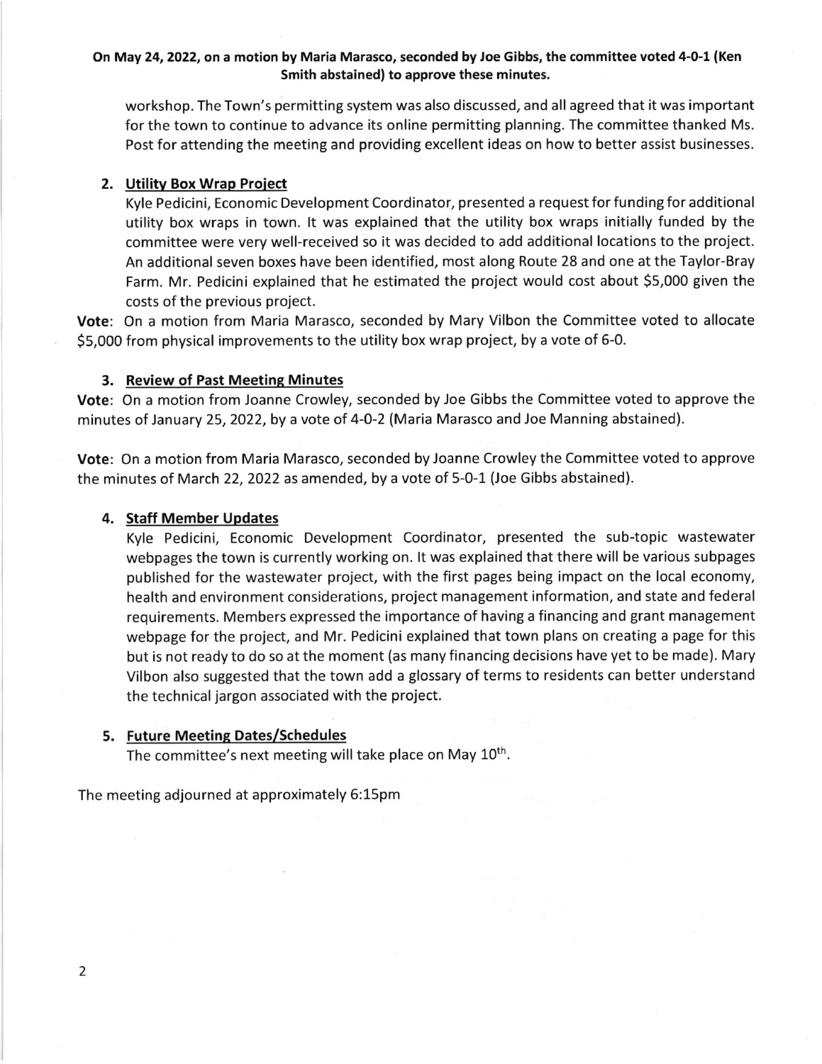**On May 24, 2022, on a motion by Maria Marasco, seconded by Joe Gibbs, the committee voted 4-0-1 (Ken Smith abstained) to approve these minutes.**

workshop. The Town's permitting system was also discussed, and all agreed that it was important for the town to continue to advance its online permitting planning. The committee thanked Ms. Post for attending the meeting and providing excellent ideas on how to better assist businesses.

2. **Utility Box Wrap Project**

   Kyle Pedicini, Economic Development Coordinator, presented a request for funding for additional utility box wraps in town. It was explained that the utility box wraps initially funded by the committee were very well-received so it was decided to add additional locations to the project. An additional seven boxes have been identified, most along Route 28 and one at the Taylor-Bray Farm. Mr. Pedicini explained that he estimated the project would cost about $5,000 given the costs of the previous project.

**Vote**: On a motion from Maria Marasco, seconded by Mary Vilbon the Committee voted to allocate $5,000 from physical improvements to the utility box wrap project, by a vote of 6-0.

3. **Review of Past Meeting Minutes**

**Vote**: On a motion from Joanne Crowley, seconded by Joe Gibbs the Committee voted to approve the minutes of January 25, 2022, by a vote of 4-0-2 (Maria Marasco and Joe Manning abstained).

**Vote**: On a motion from Maria Marasco, seconded by Joanne Crowley the Committee voted to approve the minutes of March 22, 2022 as amended, by a vote of 5-0-1 (Joe Gibbs abstained).

4. **Staff Member Updates**

   Kyle Pedicini, Economic Development Coordinator, presented the sub-topic wastewater webpages the town is currently working on. It was explained that there will be various subpages published for the wastewater project, with the first pages being impact on the local economy, health and environment considerations, project management information, and state and federal requirements. Members expressed the importance of having a financing and grant management webpage for the project, and Mr. Pedicini explained that town plans on creating a page for this but is not ready to do so at the moment (as many financing decisions have yet to be made). Mary Vilbon also suggested that the town add a glossary of terms to residents can better understand the technical jargon associated with the project.

5. **Future Meeting Dates/Schedules**

   The committee's next meeting will take place on May 10th.

The meeting adjourned at approximately 6:15pm